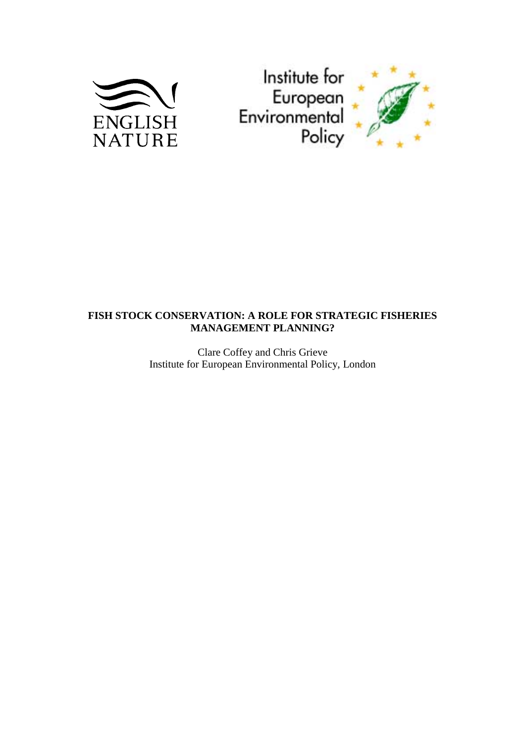ENGLISH NATURE

Institute for European Environmental Policy

**FISH STOCK CONSERVATION: A ROLE FOR STRATEGIC FISHERIES MANAGEMENT PLANNING?**

Clare Coffey and Chris Grieve
Institute for European Environmental Policy, London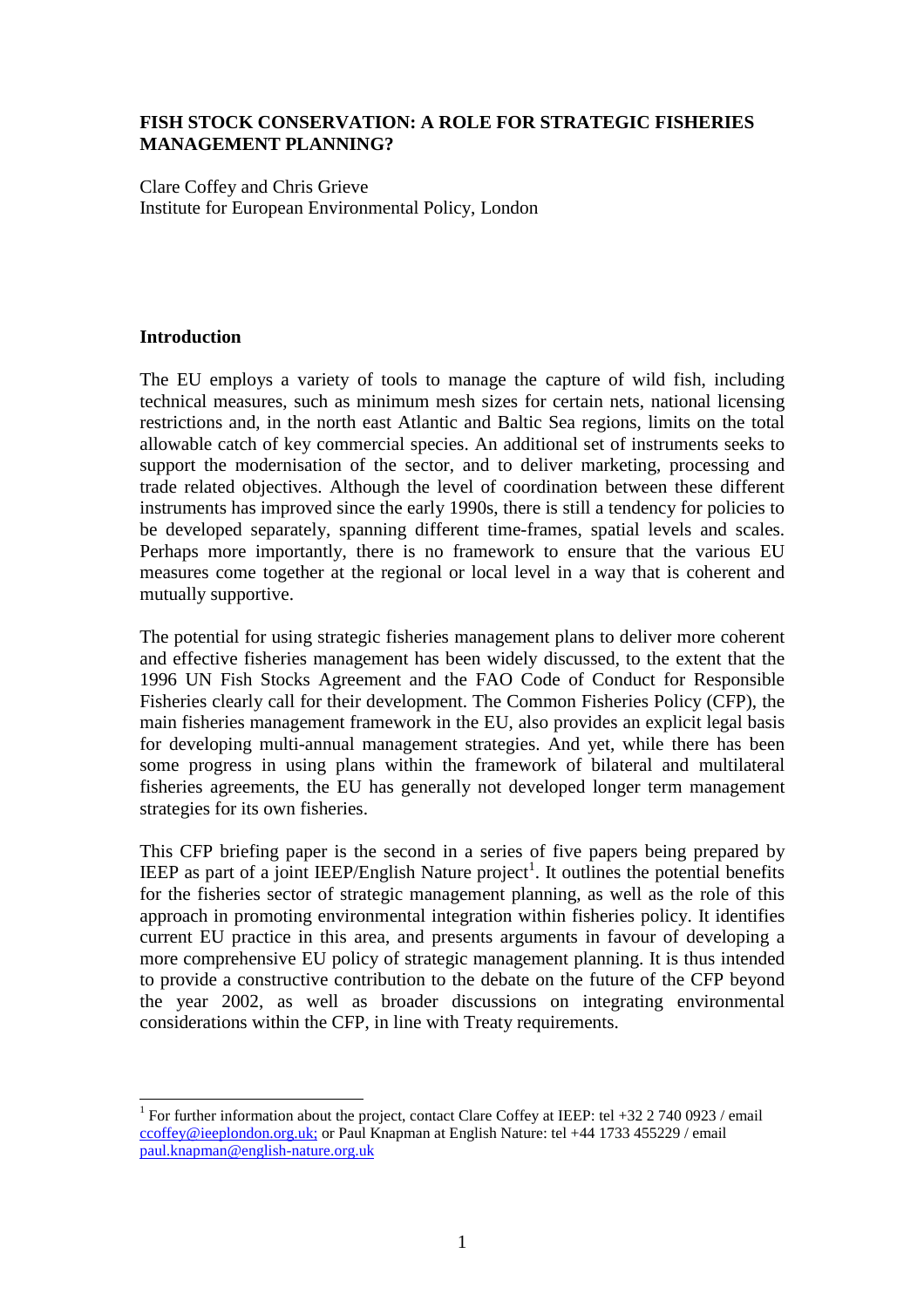**FISH STOCK CONSERVATION: A ROLE FOR STRATEGIC FISHERIES MANAGEMENT PLANNING?**

Clare Coffey and Chris Grieve
Institute for European Environmental Policy, London

## Introduction

The EU employs a variety of tools to manage the capture of wild fish, including technical measures, such as minimum mesh sizes for certain nets, national licensing restrictions and, in the north east Atlantic and Baltic Sea regions, limits on the total allowable catch of key commercial species. An additional set of instruments seeks to support the modernisation of the sector, and to deliver marketing, processing and trade related objectives. Although the level of coordination between these different instruments has improved since the early 1990s, there is still a tendency for policies to be developed separately, spanning different time-frames, spatial levels and scales. Perhaps more importantly, there is no framework to ensure that the various EU measures come together at the regional or local level in a way that is coherent and mutually supportive.

The potential for using strategic fisheries management plans to deliver more coherent and effective fisheries management has been widely discussed, to the extent that the 1996 UN Fish Stocks Agreement and the FAO Code of Conduct for Responsible Fisheries clearly call for their development. The Common Fisheries Policy (CFP), the main fisheries management framework in the EU, also provides an explicit legal basis for developing multi-annual management strategies. And yet, while there has been some progress in using plans within the framework of bilateral and multilateral fisheries agreements, the EU has generally not developed longer term management strategies for its own fisheries.

This CFP briefing paper is the second in a series of five papers being prepared by IEEP as part of a joint IEEP/English Nature project[1]. It outlines the potential benefits for the fisheries sector of strategic management planning, as well as the role of this approach in promoting environmental integration within fisheries policy. It identifies current EU practice in this area, and presents arguments in favour of developing a more comprehensive EU policy of strategic management planning. It is thus intended to provide a constructive contribution to the debate on the future of the CFP beyond the year 2002, as well as broader discussions on integrating environmental considerations within the CFP, in line with Treaty requirements.

---

[1] For further information about the project, contact Clare Coffey at IEEP: tel +32 2 740 0923 / email ccoffey@ieeplondon.org.uk; or Paul Knapman at English Nature: tel +44 1733 455229 / email paul.knapman@english-nature.org.uk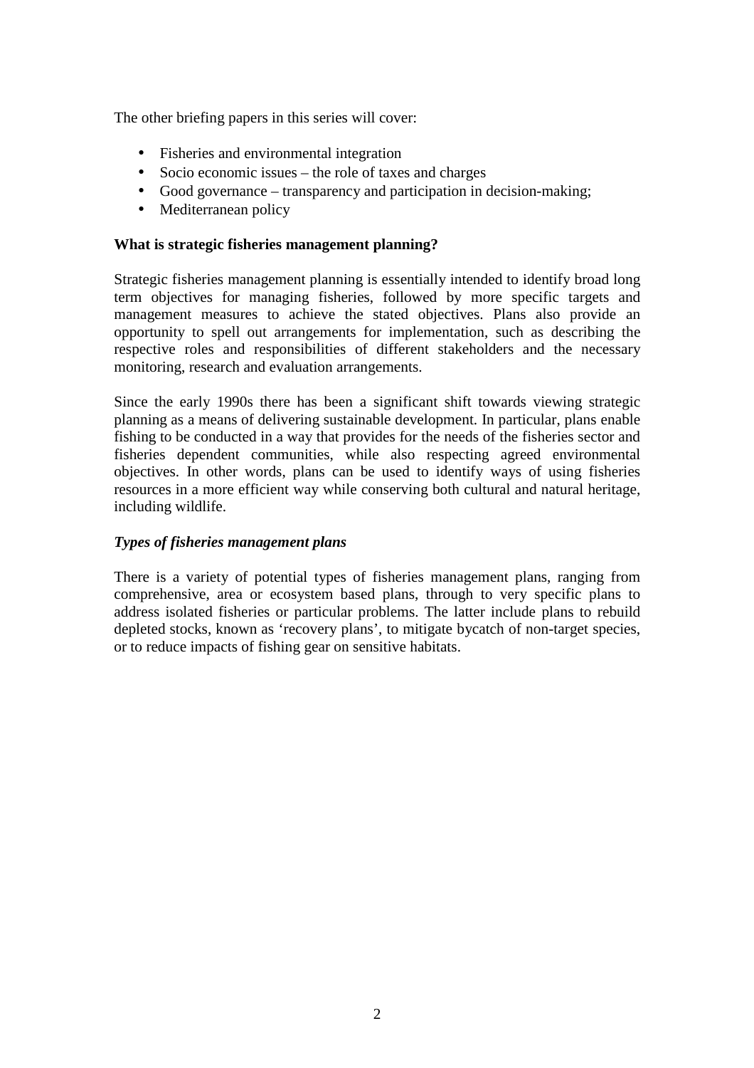The other briefing papers in this series will cover:

- Fisheries and environmental integration
- Socio economic issues – the role of taxes and charges
- Good governance – transparency and participation in decision-making;
- Mediterranean policy

**What is strategic fisheries management planning?**

Strategic fisheries management planning is essentially intended to identify broad long term objectives for managing fisheries, followed by more specific targets and management measures to achieve the stated objectives. Plans also provide an opportunity to spell out arrangements for implementation, such as describing the respective roles and responsibilities of different stakeholders and the necessary monitoring, research and evaluation arrangements.

Since the early 1990s there has been a significant shift towards viewing strategic planning as a means of delivering sustainable development. In particular, plans enable fishing to be conducted in a way that provides for the needs of the fisheries sector and fisheries dependent communities, while also respecting agreed environmental objectives. In other words, plans can be used to identify ways of using fisheries resources in a more efficient way while conserving both cultural and natural heritage, including wildlife.

***Types of fisheries management plans***

There is a variety of potential types of fisheries management plans, ranging from comprehensive, area or ecosystem based plans, through to very specific plans to address isolated fisheries or particular problems. The latter include plans to rebuild depleted stocks, known as 'recovery plans', to mitigate bycatch of non-target species, or to reduce impacts of fishing gear on sensitive habitats.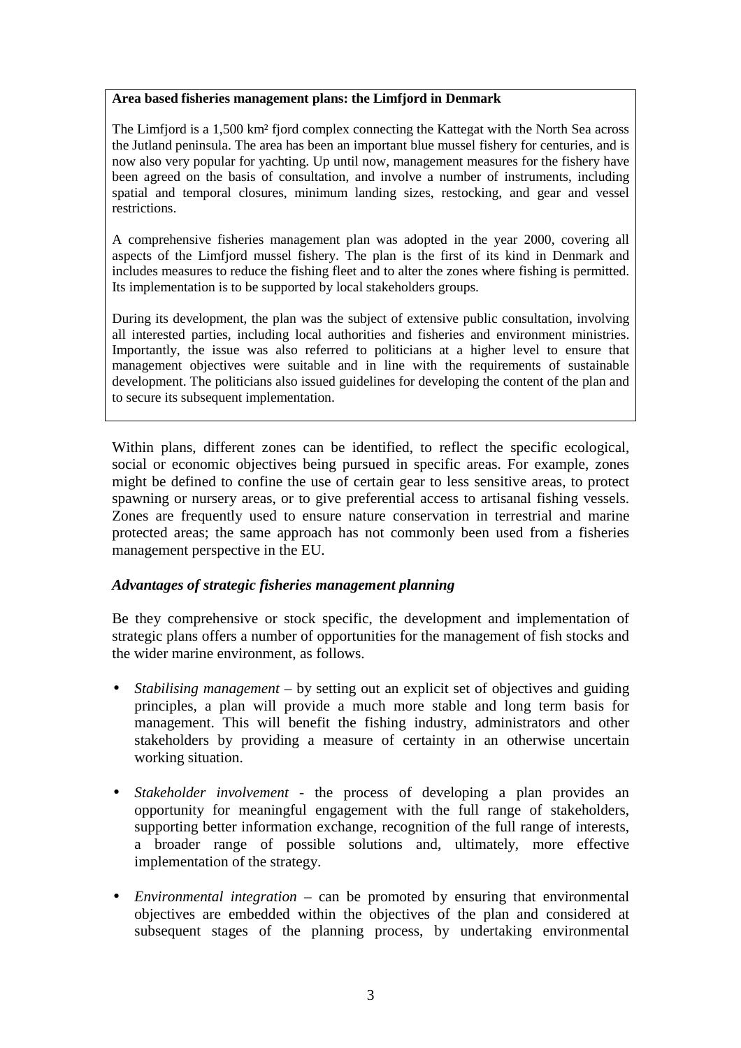**Area based fisheries management plans: the Limfjord in Denmark**

The Limfjord is a 1,500 km² fjord complex connecting the Kattegat with the North Sea across the Jutland peninsula. The area has been an important blue mussel fishery for centuries, and is now also very popular for yachting. Up until now, management measures for the fishery have been agreed on the basis of consultation, and involve a number of instruments, including spatial and temporal closures, minimum landing sizes, restocking, and gear and vessel restrictions.

A comprehensive fisheries management plan was adopted in the year 2000, covering all aspects of the Limfjord mussel fishery. The plan is the first of its kind in Denmark and includes measures to reduce the fishing fleet and to alter the zones where fishing is permitted. Its implementation is to be supported by local stakeholders groups.

During its development, the plan was the subject of extensive public consultation, involving all interested parties, including local authorities and fisheries and environment ministries. Importantly, the issue was also referred to politicians at a higher level to ensure that management objectives were suitable and in line with the requirements of sustainable development. The politicians also issued guidelines for developing the content of the plan and to secure its subsequent implementation.

Within plans, different zones can be identified, to reflect the specific ecological, social or economic objectives being pursued in specific areas. For example, zones might be defined to confine the use of certain gear to less sensitive areas, to protect spawning or nursery areas, or to give preferential access to artisanal fishing vessels. Zones are frequently used to ensure nature conservation in terrestrial and marine protected areas; the same approach has not commonly been used from a fisheries management perspective in the EU.

### *Advantages of strategic fisheries management planning*

Be they comprehensive or stock specific, the development and implementation of strategic plans offers a number of opportunities for the management of fish stocks and the wider marine environment, as follows.

- *Stabilising management* – by setting out an explicit set of objectives and guiding principles, a plan will provide a much more stable and long term basis for management. This will benefit the fishing industry, administrators and other stakeholders by providing a measure of certainty in an otherwise uncertain working situation.

- *Stakeholder involvement* - the process of developing a plan provides an opportunity for meaningful engagement with the full range of stakeholders, supporting better information exchange, recognition of the full range of interests, a broader range of possible solutions and, ultimately, more effective implementation of the strategy.

- *Environmental integration* – can be promoted by ensuring that environmental objectives are embedded within the objectives of the plan and considered at subsequent stages of the planning process, by undertaking environmental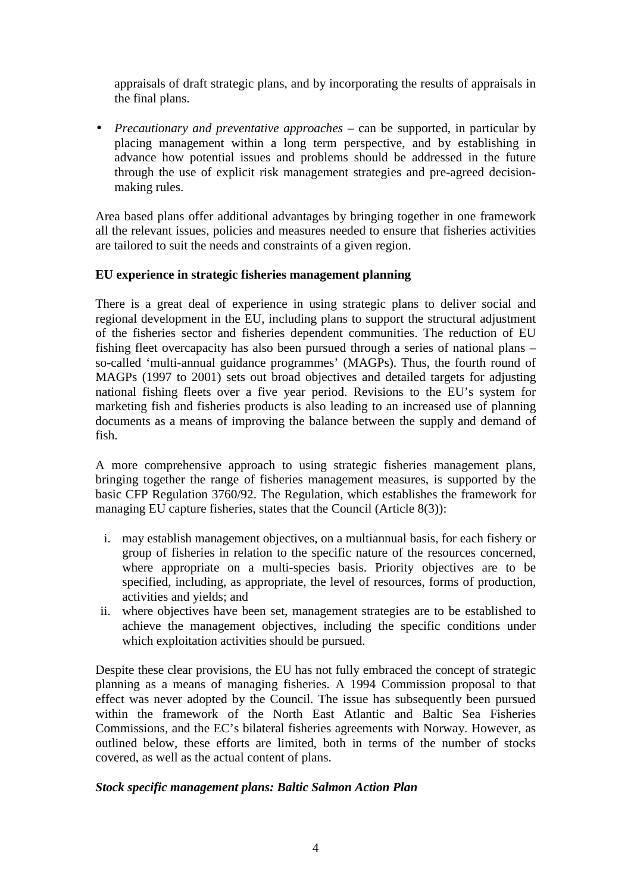appraisals of draft strategic plans, and by incorporating the results of appraisals in the final plans.

- *Precautionary and preventative approaches* – can be supported, in particular by placing management within a long term perspective, and by establishing in advance how potential issues and problems should be addressed in the future through the use of explicit risk management strategies and pre-agreed decision-making rules.

Area based plans offer additional advantages by bringing together in one framework all the relevant issues, policies and measures needed to ensure that fisheries activities are tailored to suit the needs and constraints of a given region.

**EU experience in strategic fisheries management planning**

There is a great deal of experience in using strategic plans to deliver social and regional development in the EU, including plans to support the structural adjustment of the fisheries sector and fisheries dependent communities. The reduction of EU fishing fleet overcapacity has also been pursued through a series of national plans – so-called 'multi-annual guidance programmes' (MAGPs). Thus, the fourth round of MAGPs (1997 to 2001) sets out broad objectives and detailed targets for adjusting national fishing fleets over a five year period. Revisions to the EU's system for marketing fish and fisheries products is also leading to an increased use of planning documents as a means of improving the balance between the supply and demand of fish.

A more comprehensive approach to using strategic fisheries management plans, bringing together the range of fisheries management measures, is supported by the basic CFP Regulation 3760/92. The Regulation, which establishes the framework for managing EU capture fisheries, states that the Council (Article 8(3)):

i. may establish management objectives, on a multiannual basis, for each fishery or group of fisheries in relation to the specific nature of the resources concerned, where appropriate on a multi-species basis. Priority objectives are to be specified, including, as appropriate, the level of resources, forms of production, activities and yields; and
ii. where objectives have been set, management strategies are to be established to achieve the management objectives, including the specific conditions under which exploitation activities should be pursued.

Despite these clear provisions, the EU has not fully embraced the concept of strategic planning as a means of managing fisheries. A 1994 Commission proposal to that effect was never adopted by the Council. The issue has subsequently been pursued within the framework of the North East Atlantic and Baltic Sea Fisheries Commissions, and the EC's bilateral fisheries agreements with Norway. However, as outlined below, these efforts are limited, both in terms of the number of stocks covered, as well as the actual content of plans.

***Stock specific management plans: Baltic Salmon Action Plan***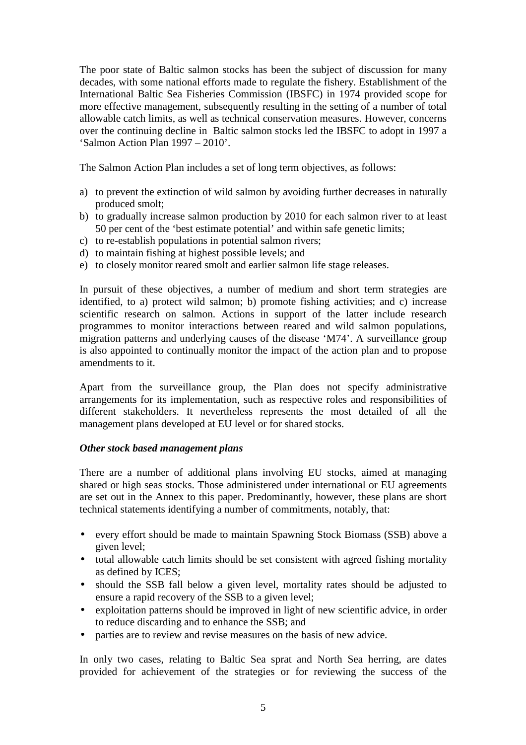The poor state of Baltic salmon stocks has been the subject of discussion for many decades, with some national efforts made to regulate the fishery. Establishment of the International Baltic Sea Fisheries Commission (IBSFC) in 1974 provided scope for more effective management, subsequently resulting in the setting of a number of total allowable catch limits, as well as technical conservation measures. However, concerns over the continuing decline in Baltic salmon stocks led the IBSFC to adopt in 1997 a 'Salmon Action Plan 1997 – 2010'.

The Salmon Action Plan includes a set of long term objectives, as follows:

a) to prevent the extinction of wild salmon by avoiding further decreases in naturally produced smolt;
b) to gradually increase salmon production by 2010 for each salmon river to at least 50 per cent of the 'best estimate potential' and within safe genetic limits;
c) to re-establish populations in potential salmon rivers;
d) to maintain fishing at highest possible levels; and
e) to closely monitor reared smolt and earlier salmon life stage releases.

In pursuit of these objectives, a number of medium and short term strategies are identified, to a) protect wild salmon; b) promote fishing activities; and c) increase scientific research on salmon. Actions in support of the latter include research programmes to monitor interactions between reared and wild salmon populations, migration patterns and underlying causes of the disease 'M74'. A surveillance group is also appointed to continually monitor the impact of the action plan and to propose amendments to it.

Apart from the surveillance group, the Plan does not specify administrative arrangements for its implementation, such as respective roles and responsibilities of different stakeholders. It nevertheless represents the most detailed of all the management plans developed at EU level or for shared stocks.

***Other stock based management plans***

There are a number of additional plans involving EU stocks, aimed at managing shared or high seas stocks. Those administered under international or EU agreements are set out in the Annex to this paper. Predominantly, however, these plans are short technical statements identifying a number of commitments, notably, that:

- every effort should be made to maintain Spawning Stock Biomass (SSB) above a given level;
- total allowable catch limits should be set consistent with agreed fishing mortality as defined by ICES;
- should the SSB fall below a given level, mortality rates should be adjusted to ensure a rapid recovery of the SSB to a given level;
- exploitation patterns should be improved in light of new scientific advice, in order to reduce discarding and to enhance the SSB; and
- parties are to review and revise measures on the basis of new advice.

In only two cases, relating to Baltic Sea sprat and North Sea herring, are dates provided for achievement of the strategies or for reviewing the success of the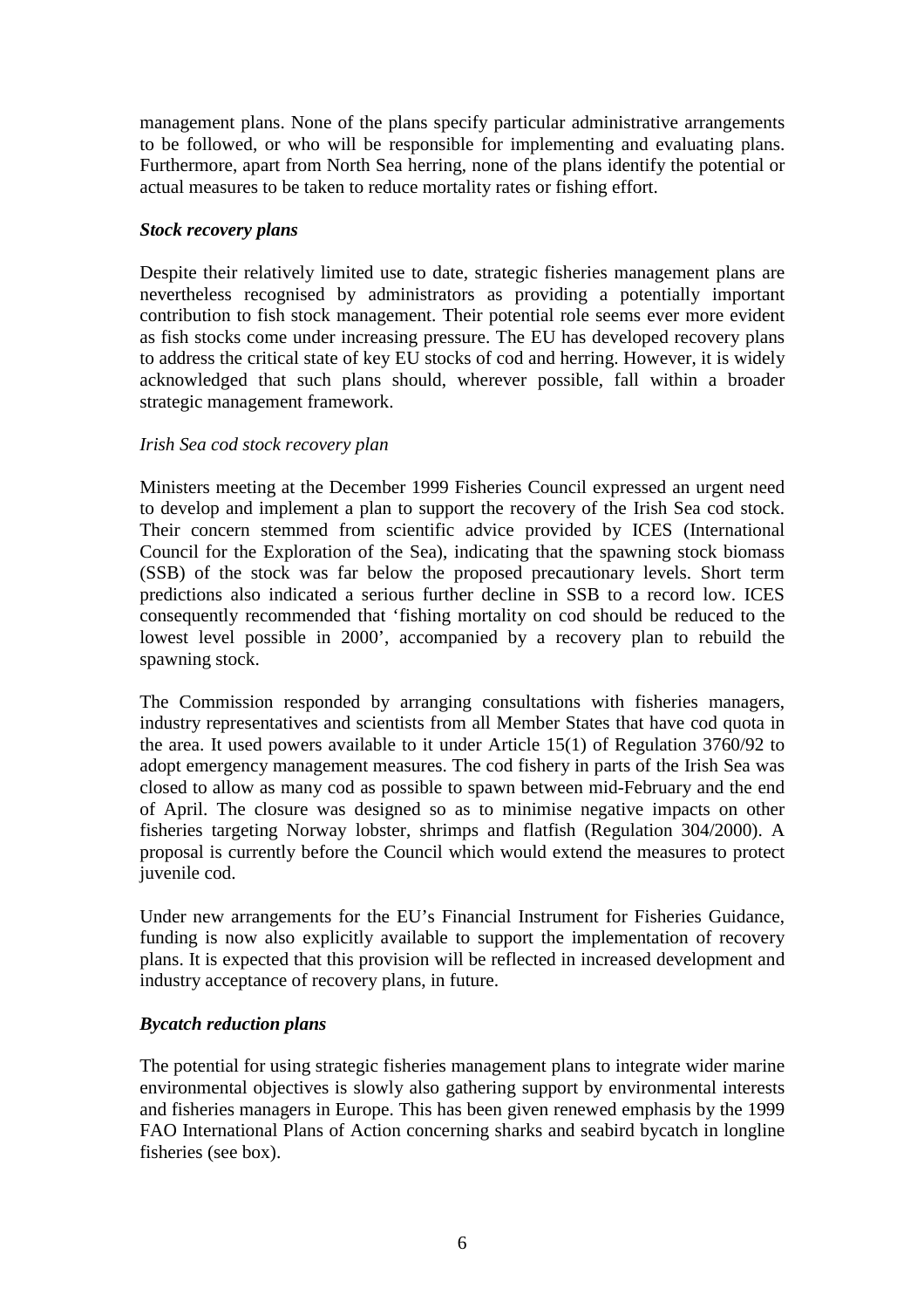management plans. None of the plans specify particular administrative arrangements to be followed, or who will be responsible for implementing and evaluating plans. Furthermore, apart from North Sea herring, none of the plans identify the potential or actual measures to be taken to reduce mortality rates or fishing effort.

### *Stock recovery plans*

Despite their relatively limited use to date, strategic fisheries management plans are nevertheless recognised by administrators as providing a potentially important contribution to fish stock management. Their potential role seems ever more evident as fish stocks come under increasing pressure. The EU has developed recovery plans to address the critical state of key EU stocks of cod and herring. However, it is widely acknowledged that such plans should, wherever possible, fall within a broader strategic management framework.

*Irish Sea cod stock recovery plan*

Ministers meeting at the December 1999 Fisheries Council expressed an urgent need to develop and implement a plan to support the recovery of the Irish Sea cod stock. Their concern stemmed from scientific advice provided by ICES (International Council for the Exploration of the Sea), indicating that the spawning stock biomass (SSB) of the stock was far below the proposed precautionary levels. Short term predictions also indicated a serious further decline in SSB to a record low. ICES consequently recommended that 'fishing mortality on cod should be reduced to the lowest level possible in 2000', accompanied by a recovery plan to rebuild the spawning stock.

The Commission responded by arranging consultations with fisheries managers, industry representatives and scientists from all Member States that have cod quota in the area. It used powers available to it under Article 15(1) of Regulation 3760/92 to adopt emergency management measures. The cod fishery in parts of the Irish Sea was closed to allow as many cod as possible to spawn between mid-February and the end of April. The closure was designed so as to minimise negative impacts on other fisheries targeting Norway lobster, shrimps and flatfish (Regulation 304/2000). A proposal is currently before the Council which would extend the measures to protect juvenile cod.

Under new arrangements for the EU's Financial Instrument for Fisheries Guidance, funding is now also explicitly available to support the implementation of recovery plans. It is expected that this provision will be reflected in increased development and industry acceptance of recovery plans, in future.

### *Bycatch reduction plans*

The potential for using strategic fisheries management plans to integrate wider marine environmental objectives is slowly also gathering support by environmental interests and fisheries managers in Europe. This has been given renewed emphasis by the 1999 FAO International Plans of Action concerning sharks and seabird bycatch in longline fisheries (see box).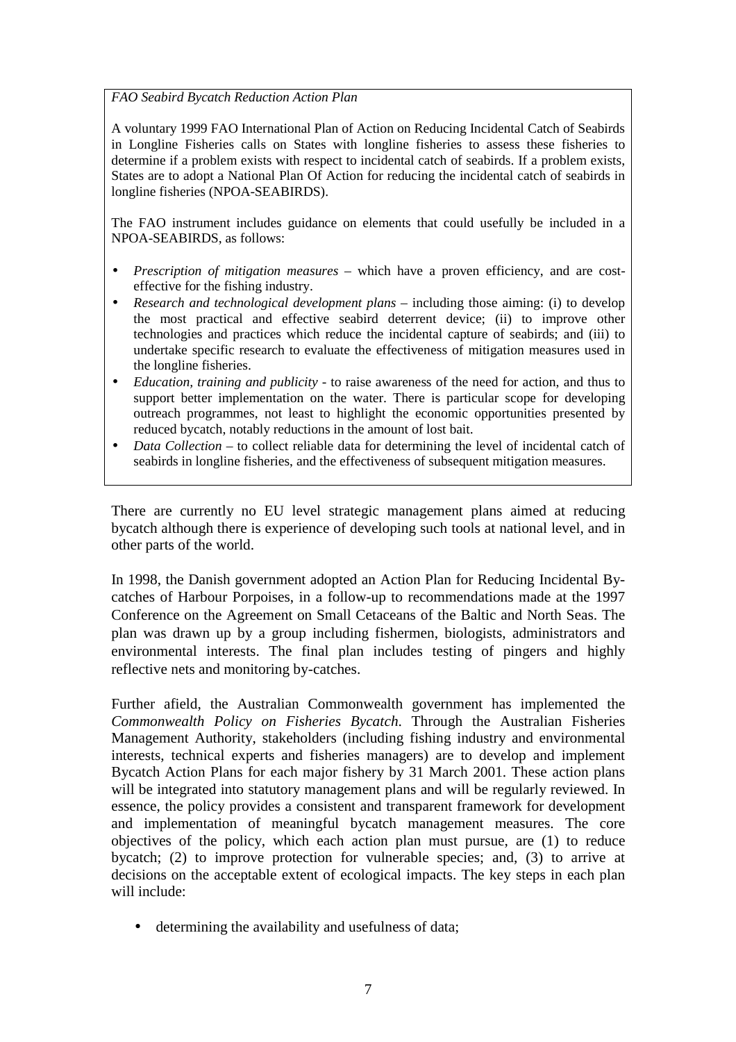*FAO Seabird Bycatch Reduction Action Plan*

A voluntary 1999 FAO International Plan of Action on Reducing Incidental Catch of Seabirds in Longline Fisheries calls on States with longline fisheries to assess these fisheries to determine if a problem exists with respect to incidental catch of seabirds. If a problem exists, States are to adopt a National Plan Of Action for reducing the incidental catch of seabirds in longline fisheries (NPOA-SEABIRDS).

The FAO instrument includes guidance on elements that could usefully be included in a NPOA-SEABIRDS, as follows:

- *Prescription of mitigation measures* – which have a proven efficiency, and are cost-effective for the fishing industry.
- *Research and technological development plans* – including those aiming: (i) to develop the most practical and effective seabird deterrent device; (ii) to improve other technologies and practices which reduce the incidental capture of seabirds; and (iii) to undertake specific research to evaluate the effectiveness of mitigation measures used in the longline fisheries.
- *Education, training and publicity* - to raise awareness of the need for action, and thus to support better implementation on the water. There is particular scope for developing outreach programmes, not least to highlight the economic opportunities presented by reduced bycatch, notably reductions in the amount of lost bait.
- *Data Collection* – to collect reliable data for determining the level of incidental catch of seabirds in longline fisheries, and the effectiveness of subsequent mitigation measures.

There are currently no EU level strategic management plans aimed at reducing bycatch although there is experience of developing such tools at national level, and in other parts of the world.

In 1998, the Danish government adopted an Action Plan for Reducing Incidental By-catches of Harbour Porpoises, in a follow-up to recommendations made at the 1997 Conference on the Agreement on Small Cetaceans of the Baltic and North Seas. The plan was drawn up by a group including fishermen, biologists, administrators and environmental interests. The final plan includes testing of pingers and highly reflective nets and monitoring by-catches.

Further afield, the Australian Commonwealth government has implemented the *Commonwealth Policy on Fisheries Bycatch*. Through the Australian Fisheries Management Authority, stakeholders (including fishing industry and environmental interests, technical experts and fisheries managers) are to develop and implement Bycatch Action Plans for each major fishery by 31 March 2001. These action plans will be integrated into statutory management plans and will be regularly reviewed. In essence, the policy provides a consistent and transparent framework for development and implementation of meaningful bycatch management measures. The core objectives of the policy, which each action plan must pursue, are (1) to reduce bycatch; (2) to improve protection for vulnerable species; and, (3) to arrive at decisions on the acceptable extent of ecological impacts. The key steps in each plan will include:

- determining the availability and usefulness of data;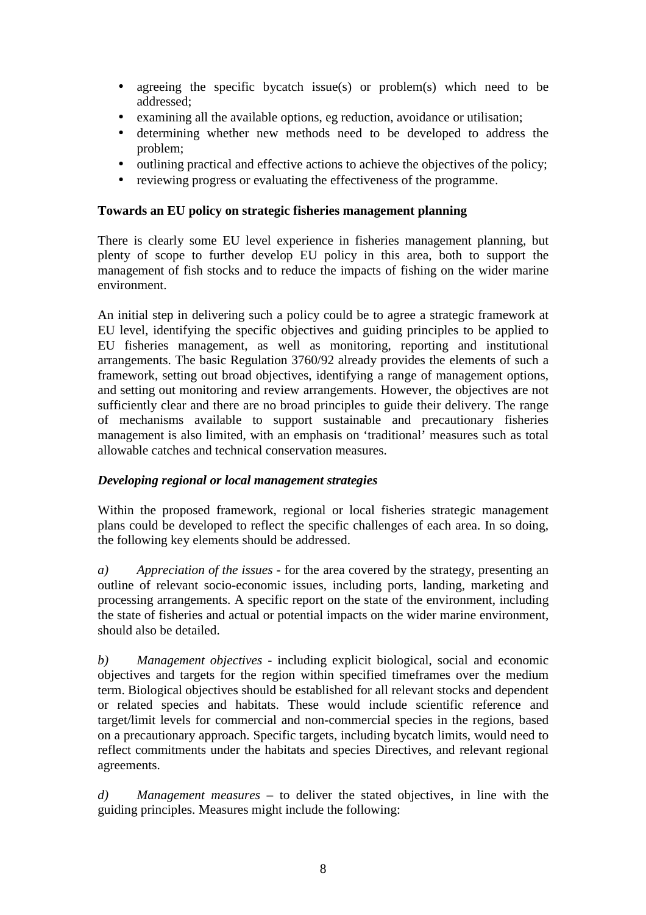- agreeing the specific bycatch issue(s) or problem(s) which need to be addressed;
- examining all the available options, eg reduction, avoidance or utilisation;
- determining whether new methods need to be developed to address the problem;
- outlining practical and effective actions to achieve the objectives of the policy;
- reviewing progress or evaluating the effectiveness of the programme.

**Towards an EU policy on strategic fisheries management planning**

There is clearly some EU level experience in fisheries management planning, but plenty of scope to further develop EU policy in this area, both to support the management of fish stocks and to reduce the impacts of fishing on the wider marine environment.

An initial step in delivering such a policy could be to agree a strategic framework at EU level, identifying the specific objectives and guiding principles to be applied to EU fisheries management, as well as monitoring, reporting and institutional arrangements. The basic Regulation 3760/92 already provides the elements of such a framework, setting out broad objectives, identifying a range of management options, and setting out monitoring and review arrangements. However, the objectives are not sufficiently clear and there are no broad principles to guide their delivery. The range of mechanisms available to support sustainable and precautionary fisheries management is also limited, with an emphasis on 'traditional' measures such as total allowable catches and technical conservation measures.

***Developing regional or local management strategies***

Within the proposed framework, regional or local fisheries strategic management plans could be developed to reflect the specific challenges of each area. In so doing, the following key elements should be addressed.

*a)* *Appreciation of the issues* - for the area covered by the strategy, presenting an outline of relevant socio-economic issues, including ports, landing, marketing and processing arrangements. A specific report on the state of the environment, including the state of fisheries and actual or potential impacts on the wider marine environment, should also be detailed.

*b)* *Management objectives* - including explicit biological, social and economic objectives and targets for the region within specified timeframes over the medium term. Biological objectives should be established for all relevant stocks and dependent or related species and habitats. These would include scientific reference and target/limit levels for commercial and non-commercial species in the regions, based on a precautionary approach. Specific targets, including bycatch limits, would need to reflect commitments under the habitats and species Directives, and relevant regional agreements.

*d)* *Management measures* – to deliver the stated objectives, in line with the guiding principles. Measures might include the following: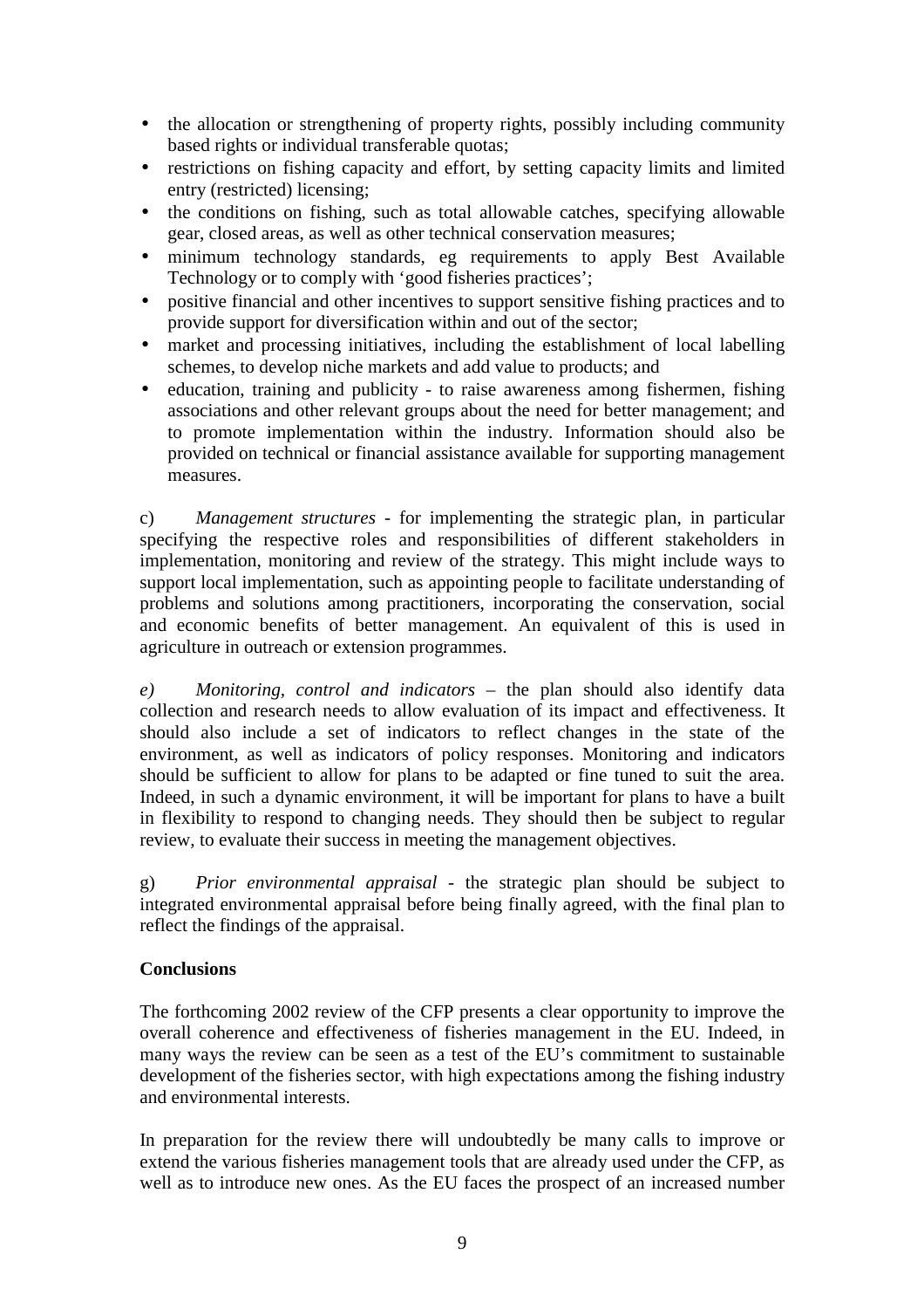- the allocation or strengthening of property rights, possibly including community based rights or individual transferable quotas;
- restrictions on fishing capacity and effort, by setting capacity limits and limited entry (restricted) licensing;
- the conditions on fishing, such as total allowable catches, specifying allowable gear, closed areas, as well as other technical conservation measures;
- minimum technology standards, eg requirements to apply Best Available Technology or to comply with 'good fisheries practices';
- positive financial and other incentives to support sensitive fishing practices and to provide support for diversification within and out of the sector;
- market and processing initiatives, including the establishment of local labelling schemes, to develop niche markets and add value to products; and
- education, training and publicity - to raise awareness among fishermen, fishing associations and other relevant groups about the need for better management; and to promote implementation within the industry. Information should also be provided on technical or financial assistance available for supporting management measures.

c) *Management structures* - for implementing the strategic plan, in particular specifying the respective roles and responsibilities of different stakeholders in implementation, monitoring and review of the strategy. This might include ways to support local implementation, such as appointing people to facilitate understanding of problems and solutions among practitioners, incorporating the conservation, social and economic benefits of better management. An equivalent of this is used in agriculture in outreach or extension programmes.

*e) Monitoring, control and indicators* – the plan should also identify data collection and research needs to allow evaluation of its impact and effectiveness. It should also include a set of indicators to reflect changes in the state of the environment, as well as indicators of policy responses. Monitoring and indicators should be sufficient to allow for plans to be adapted or fine tuned to suit the area. Indeed, in such a dynamic environment, it will be important for plans to have a built in flexibility to respond to changing needs. They should then be subject to regular review, to evaluate their success in meeting the management objectives.

g) *Prior environmental appraisal* - the strategic plan should be subject to integrated environmental appraisal before being finally agreed, with the final plan to reflect the findings of the appraisal.

**Conclusions**

The forthcoming 2002 review of the CFP presents a clear opportunity to improve the overall coherence and effectiveness of fisheries management in the EU. Indeed, in many ways the review can be seen as a test of the EU's commitment to sustainable development of the fisheries sector, with high expectations among the fishing industry and environmental interests.

In preparation for the review there will undoubtedly be many calls to improve or extend the various fisheries management tools that are already used under the CFP, as well as to introduce new ones. As the EU faces the prospect of an increased number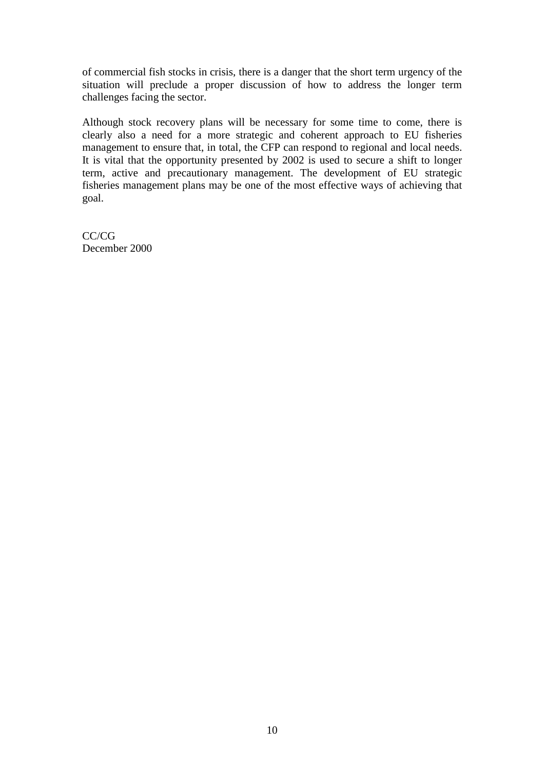of commercial fish stocks in crisis, there is a danger that the short term urgency of the situation will preclude a proper discussion of how to address the longer term challenges facing the sector.

Although stock recovery plans will be necessary for some time to come, there is clearly also a need for a more strategic and coherent approach to EU fisheries management to ensure that, in total, the CFP can respond to regional and local needs. It is vital that the opportunity presented by 2002 is used to secure a shift to longer term, active and precautionary management. The development of EU strategic fisheries management plans may be one of the most effective ways of achieving that goal.

CC/CG
December 2000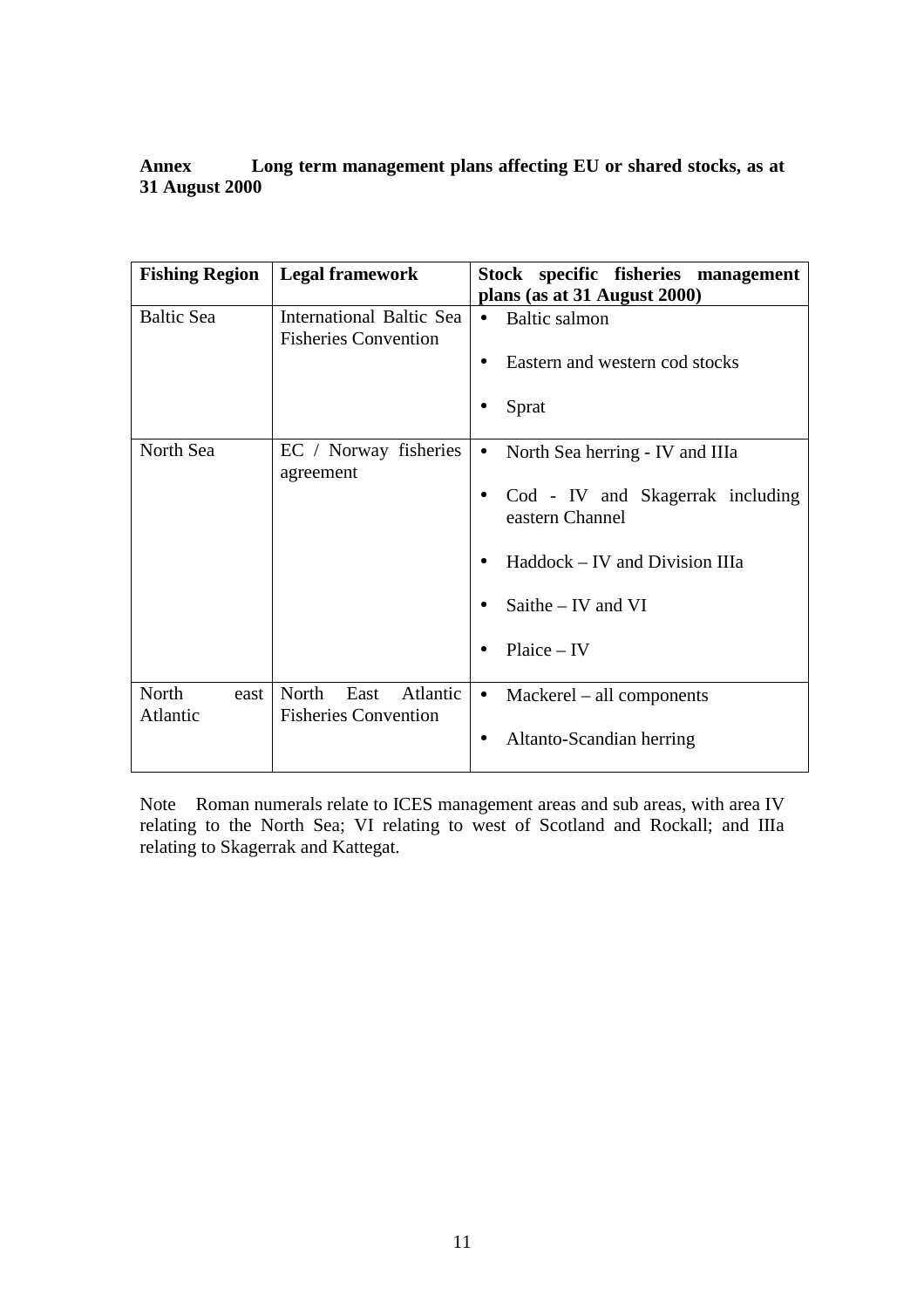**Annex Long term management plans affecting EU or shared stocks, as at 31 August 2000**

| Fishing Region | Legal framework | Stock specific fisheries management plans (as at 31 August 2000) |
|---|---|---|
| Baltic Sea | International Baltic Sea Fisheries Convention | • Baltic salmon<br>• Eastern and western cod stocks<br>• Sprat |
| North Sea | EC / Norway fisheries agreement | • North Sea herring - IV and IIIa<br>• Cod - IV and Skagerrak including eastern Channel<br>• Haddock – IV and Division IIIa<br>• Saithe – IV and VI<br>• Plaice – IV |
| North east Atlantic | North East Atlantic Fisheries Convention | • Mackerel – all components<br>• Altanto-Scandian herring |

Note Roman numerals relate to ICES management areas and sub areas, with area IV relating to the North Sea; VI relating to west of Scotland and Rockall; and IIIa relating to Skagerrak and Kattegat.